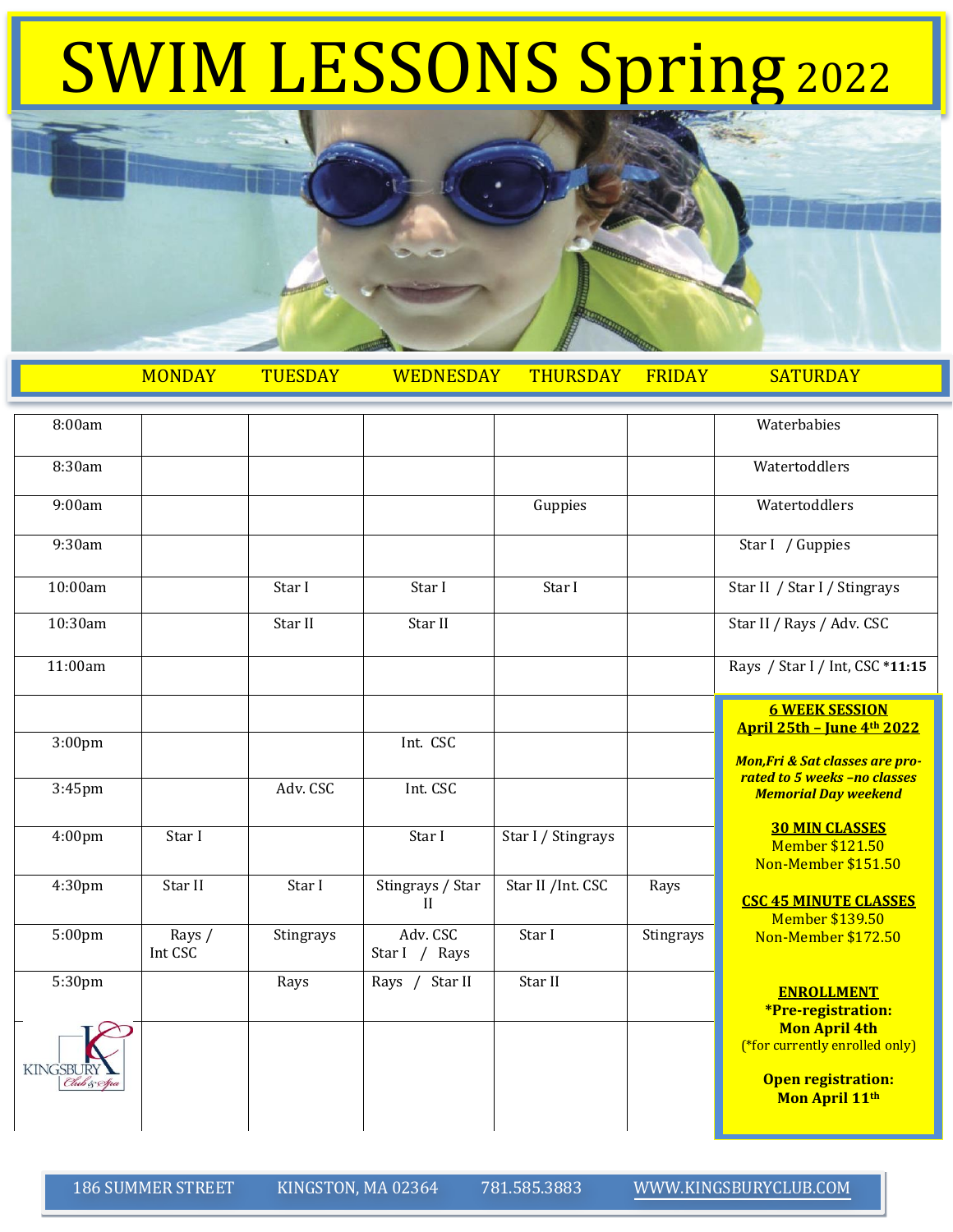# SWIM LESSONS Spring 2022

| | MONDAY | TUESDAY | WEDNESDAY | THURSDAY | FRIDAY | SATURDAY |
|---|---|---|---|---|---|---|
| 8:00am | | | | | | Waterbabies |
| 8:30am | | | | | | Watertoddlers |
| 9:00am | | | | Guppies | | Watertoddlers |
| 9:30am | | | | | | Star I / Guppies |
| 10:00am | | Star I | Star I | Star I | | Star II / Star I / Stingrays |
| 10:30am | | Star II | Star II | | | Star II / Rays / Adv. CSC |
| 11:00am | | | | | | Rays / Star I / Int, CSC ***11:15** |
| | | | | | | |
| 3:00pm | | | Int. CSC | | | |
| 3:45pm | | Adv. CSC | Int. CSC | | | |
| 4:00pm | Star I | | Star I | Star I / Stingrays | | |
| 4:30pm | Star II | Star I | Stingrays / Star II | Star II /Int. CSC | Rays | |
| 5:00pm | Rays / Int CSC | Stingrays | Adv. CSC Star I / Rays | Star I | Stingrays | |
| 5:30pm | | Rays | Rays / Star II | Star II | | |

KINGSBURY Club & Spa

**6 WEEK SESSION**
**April 25th – June 4th 2022**

***Mon,Fri & Sat classes are pro-rated to 5 weeks –no classes Memorial Day weekend***

**30 MIN CLASSES**
Member $121.50
Non-Member $151.50

**CSC 45 MINUTE CLASSES**
Member $139.50
Non-Member $172.50

**ENROLLMENT**
***Pre-registration: Mon April 4th**
(*for currently enrolled only)

**Open registration: Mon April 11th**

186 SUMMER STREET KINGSTON, MA 02364 781.585.3883 WWW.KINGSBURYCLUB.COM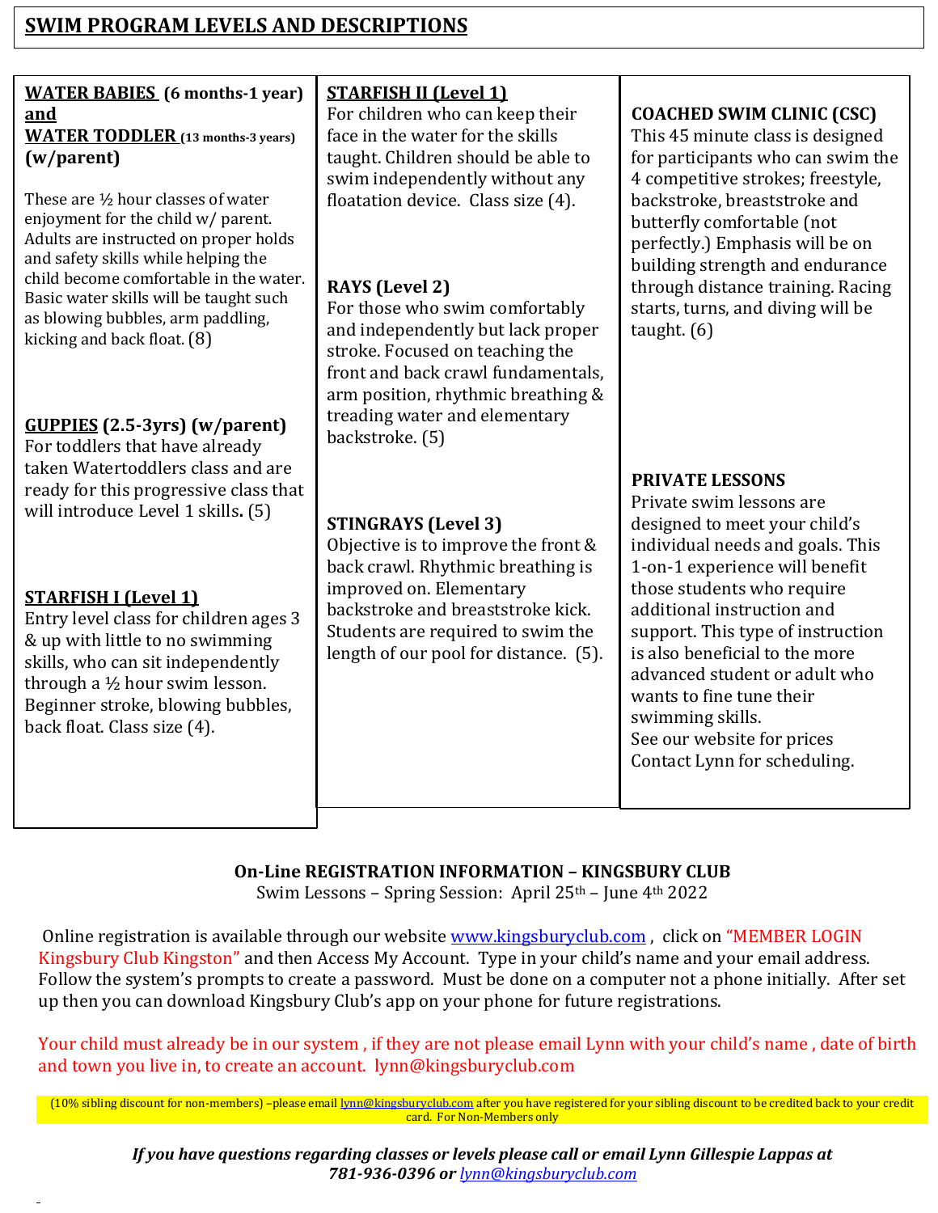## SWIM PROGRAM LEVELS AND DESCRIPTIONS

**WATER BABIES (6 months-1 year) and**
**WATER TODDLER (13 months-3 years)**
**(w/parent)**

These are ½ hour classes of water enjoyment for the child w/ parent. Adults are instructed on proper holds and safety skills while helping the child become comfortable in the water. Basic water skills will be taught such as blowing bubbles, arm paddling, kicking and back float. (8)

**GUPPIES (2.5-3yrs) (w/parent)**
For toddlers that have already taken Watertoddlers class and are ready for this progressive class that will introduce Level 1 skills**.** (5)

**STARFISH I (Level 1)**
Entry level class for children ages 3 & up with little to no swimming skills, who can sit independently through a ½ hour swim lesson. Beginner stroke, blowing bubbles, back float. Class size (4).

**STARFISH II (Level 1)**
For children who can keep their face in the water for the skills taught. Children should be able to swim independently without any floatation device. Class size (4).

**RAYS (Level 2)**
For those who swim comfortably and independently but lack proper stroke. Focused on teaching the front and back crawl fundamentals, arm position, rhythmic breathing & treading water and elementary backstroke. (5)

**STINGRAYS (Level 3)**
Objective is to improve the front & back crawl. Rhythmic breathing is improved on. Elementary backstroke and breaststroke kick. Students are required to swim the length of our pool for distance. (5).

**COACHED SWIM CLINIC (CSC)**
This 45 minute class is designed for participants who can swim the 4 competitive strokes; freestyle, backstroke, breaststroke and butterfly comfortable (not perfectly.) Emphasis will be on building strength and endurance through distance training. Racing starts, turns, and diving will be taught. (6)

**PRIVATE LESSONS**
Private swim lessons are designed to meet your child's individual needs and goals. This 1-on-1 experience will benefit those students who require additional instruction and support. This type of instruction is also beneficial to the more advanced student or adult who wants to fine tune their swimming skills.
See our website for prices
Contact Lynn for scheduling.

**On-Line REGISTRATION INFORMATION – KINGSBURY CLUB**
Swim Lessons – Spring Session: April 25th – June 4th 2022

Online registration is available through our website www.kingsburyclub.com , click on "MEMBER LOGIN Kingsbury Club Kingston" and then Access My Account. Type in your child's name and your email address. Follow the system's prompts to create a password. Must be done on a computer not a phone initially. After set up then you can download Kingsbury Club's app on your phone for future registrations.

Your child must already be in our system , if they are not please email Lynn with your child's name , date of birth and town you live in, to create an account. lynn@kingsburyclub.com

(10% sibling discount for non-members) –please email lynn@kingsburyclub.com after you have registered for your sibling discount to be credited back to your credit card. For Non-Members only

***If you have questions regarding classes or levels please call or email Lynn Gillespie Lappas at 781-936-0396 or lynn@kingsburyclub.com***